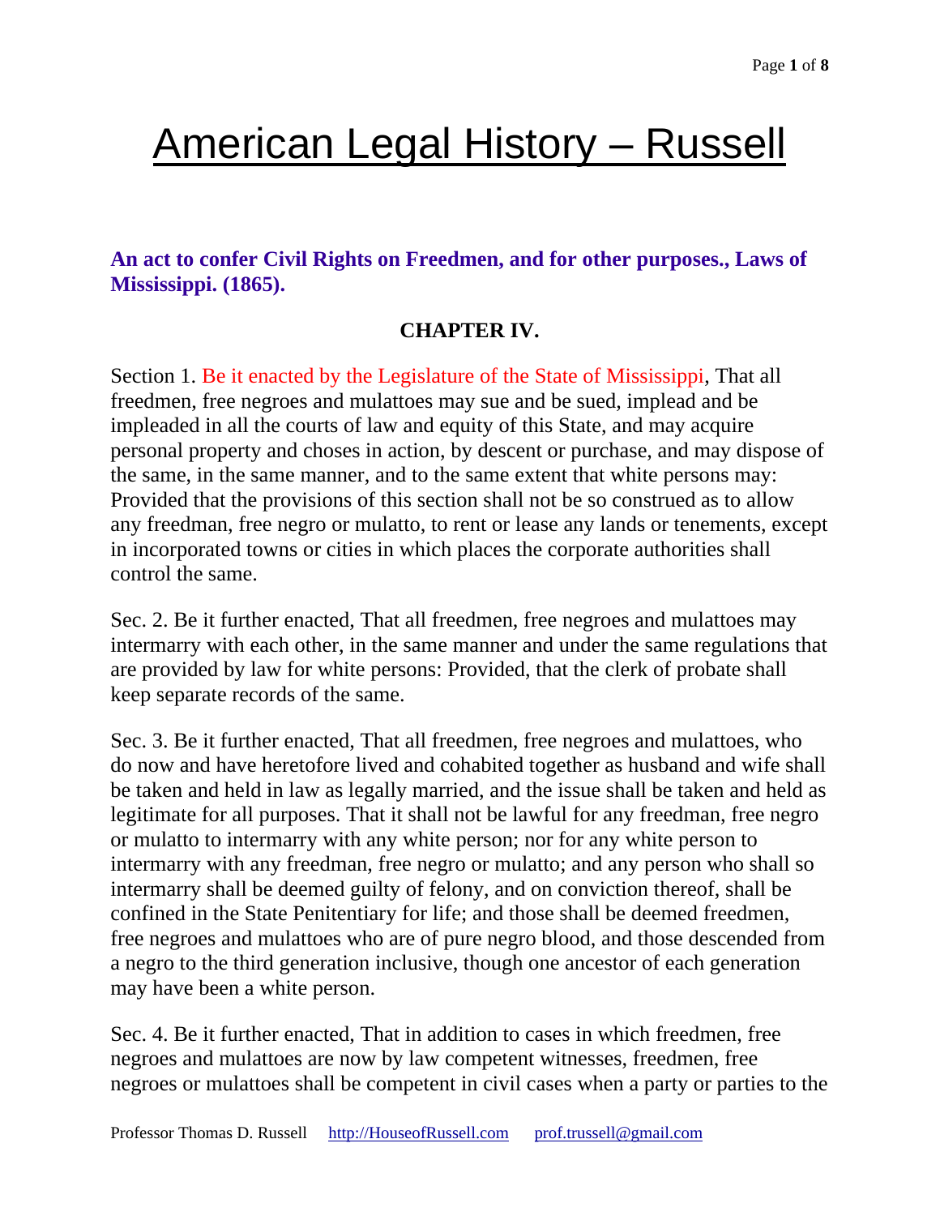# American Legal History – Russell

**An act to confer Civil Rights on Freedmen, and for other purposes., Laws of Mississippi. (1865).**

## CHAPTER IV.

Section 1. Be it enacted by the Legislature of the State of Mississippi, That all freedmen, free negroes and mulattoes may sue and be sued, implead and be impleaded in all the courts of law and equity of this State, and may acquire personal property and choses in action, by descent or purchase, and may dispose of the same, in the same manner, and to the same extent that white persons may: Provided that the provisions of this section shall not be so construed as to allow any freedman, free negro or mulatto, to rent or lease any lands or tenements, except in incorporated towns or cities in which places the corporate authorities shall control the same.

Sec. 2. Be it further enacted, That all freedmen, free negroes and mulattoes may intermarry with each other, in the same manner and under the same regulations that are provided by law for white persons: Provided, that the clerk of probate shall keep separate records of the same.

Sec. 3. Be it further enacted, That all freedmen, free negroes and mulattoes, who do now and have heretofore lived and cohabited together as husband and wife shall be taken and held in law as legally married, and the issue shall be taken and held as legitimate for all purposes. That it shall not be lawful for any freedman, free negro or mulatto to intermarry with any white person; nor for any white person to intermarry with any freedman, free negro or mulatto; and any person who shall so intermarry shall be deemed guilty of felony, and on conviction thereof, shall be confined in the State Penitentiary for life; and those shall be deemed freedmen, free negroes and mulattoes who are of pure negro blood, and those descended from a negro to the third generation inclusive, though one ancestor of each generation may have been a white person.

Sec. 4. Be it further enacted, That in addition to cases in which freedmen, free negroes and mulattoes are now by law competent witnesses, freedmen, free negroes or mulattoes shall be competent in civil cases when a party or parties to the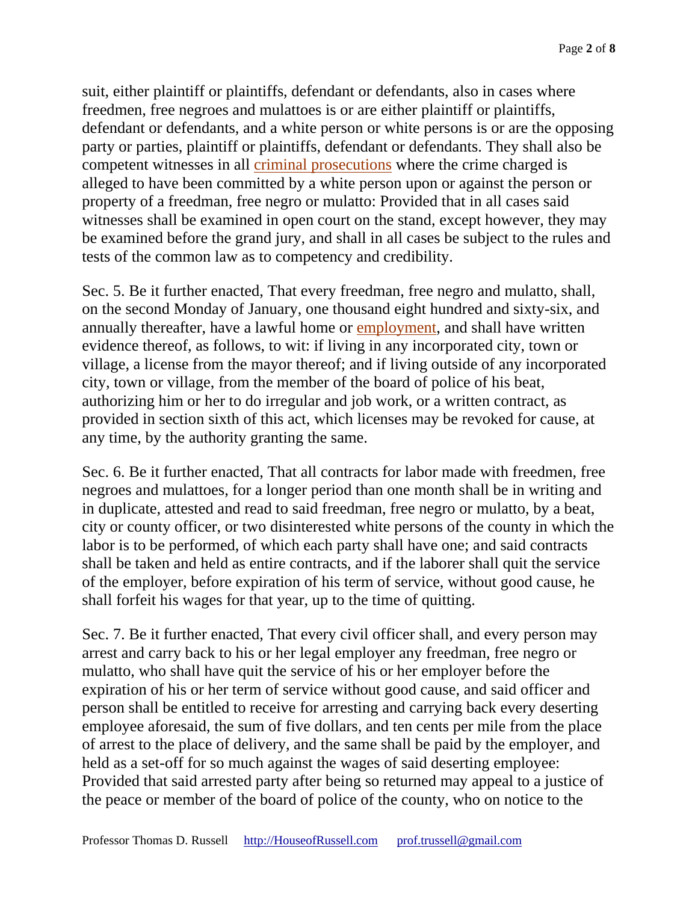suit, either plaintiff or plaintiffs, defendant or defendants, also in cases where freedmen, free negroes and mulattoes is or are either plaintiff or plaintiffs, defendant or defendants, and a white person or white persons is or are the opposing party or parties, plaintiff or plaintiffs, defendant or defendants. They shall also be competent witnesses in all criminal prosecutions where the crime charged is alleged to have been committed by a white person upon or against the person or property of a freedman, free negro or mulatto: Provided that in all cases said witnesses shall be examined in open court on the stand, except however, they may be examined before the grand jury, and shall in all cases be subject to the rules and tests of the common law as to competency and credibility.

Sec. 5. Be it further enacted, That every freedman, free negro and mulatto, shall, on the second Monday of January, one thousand eight hundred and sixty-six, and annually thereafter, have a lawful home or employment, and shall have written evidence thereof, as follows, to wit: if living in any incorporated city, town or village, a license from the mayor thereof; and if living outside of any incorporated city, town or village, from the member of the board of police of his beat, authorizing him or her to do irregular and job work, or a written contract, as provided in section sixth of this act, which licenses may be revoked for cause, at any time, by the authority granting the same.

Sec. 6. Be it further enacted, That all contracts for labor made with freedmen, free negroes and mulattoes, for a longer period than one month shall be in writing and in duplicate, attested and read to said freedman, free negro or mulatto, by a beat, city or county officer, or two disinterested white persons of the county in which the labor is to be performed, of which each party shall have one; and said contracts shall be taken and held as entire contracts, and if the laborer shall quit the service of the employer, before expiration of his term of service, without good cause, he shall forfeit his wages for that year, up to the time of quitting.

Sec. 7. Be it further enacted, That every civil officer shall, and every person may arrest and carry back to his or her legal employer any freedman, free negro or mulatto, who shall have quit the service of his or her employer before the expiration of his or her term of service without good cause, and said officer and person shall be entitled to receive for arresting and carrying back every deserting employee aforesaid, the sum of five dollars, and ten cents per mile from the place of arrest to the place of delivery, and the same shall be paid by the employer, and held as a set-off for so much against the wages of said deserting employee: Provided that said arrested party after being so returned may appeal to a justice of the peace or member of the board of police of the county, who on notice to the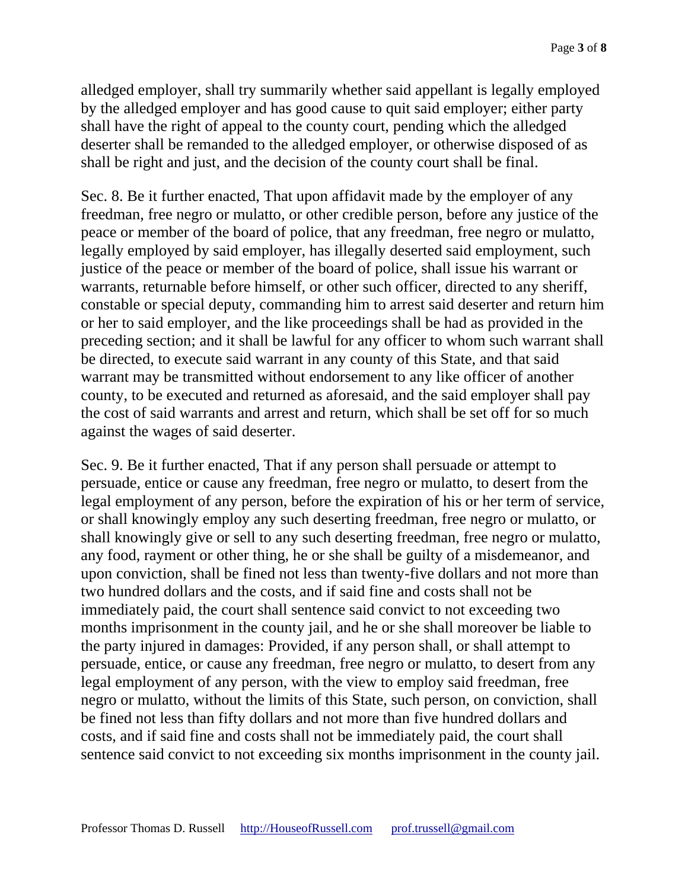alledged employer, shall try summarily whether said appellant is legally employed by the alledged employer and has good cause to quit said employer; either party shall have the right of appeal to the county court, pending which the alledged deserter shall be remanded to the alledged employer, or otherwise disposed of as shall be right and just, and the decision of the county court shall be final.

Sec. 8. Be it further enacted, That upon affidavit made by the employer of any freedman, free negro or mulatto, or other credible person, before any justice of the peace or member of the board of police, that any freedman, free negro or mulatto, legally employed by said employer, has illegally deserted said employment, such justice of the peace or member of the board of police, shall issue his warrant or warrants, returnable before himself, or other such officer, directed to any sheriff, constable or special deputy, commanding him to arrest said deserter and return him or her to said employer, and the like proceedings shall be had as provided in the preceding section; and it shall be lawful for any officer to whom such warrant shall be directed, to execute said warrant in any county of this State, and that said warrant may be transmitted without endorsement to any like officer of another county, to be executed and returned as aforesaid, and the said employer shall pay the cost of said warrants and arrest and return, which shall be set off for so much against the wages of said deserter.

Sec. 9. Be it further enacted, That if any person shall persuade or attempt to persuade, entice or cause any freedman, free negro or mulatto, to desert from the legal employment of any person, before the expiration of his or her term of service, or shall knowingly employ any such deserting freedman, free negro or mulatto, or shall knowingly give or sell to any such deserting freedman, free negro or mulatto, any food, rayment or other thing, he or she shall be guilty of a misdemeanor, and upon conviction, shall be fined not less than twenty-five dollars and not more than two hundred dollars and the costs, and if said fine and costs shall not be immediately paid, the court shall sentence said convict to not exceeding two months imprisonment in the county jail, and he or she shall moreover be liable to the party injured in damages: Provided, if any person shall, or shall attempt to persuade, entice, or cause any freedman, free negro or mulatto, to desert from any legal employment of any person, with the view to employ said freedman, free negro or mulatto, without the limits of this State, such person, on conviction, shall be fined not less than fifty dollars and not more than five hundred dollars and costs, and if said fine and costs shall not be immediately paid, the court shall sentence said convict to not exceeding six months imprisonment in the county jail.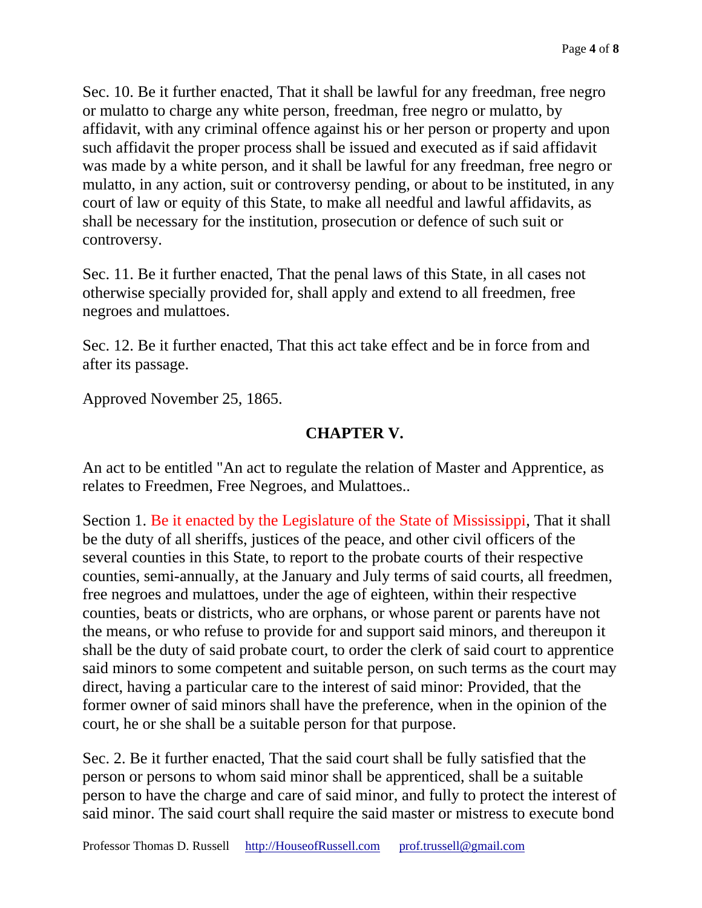Sec. 10. Be it further enacted, That it shall be lawful for any freedman, free negro or mulatto to charge any white person, freedman, free negro or mulatto, by affidavit, with any criminal offence against his or her person or property and upon such affidavit the proper process shall be issued and executed as if said affidavit was made by a white person, and it shall be lawful for any freedman, free negro or mulatto, in any action, suit or controversy pending, or about to be instituted, in any court of law or equity of this State, to make all needful and lawful affidavits, as shall be necessary for the institution, prosecution or defence of such suit or controversy.

Sec. 11. Be it further enacted, That the penal laws of this State, in all cases not otherwise specially provided for, shall apply and extend to all freedmen, free negroes and mulattoes.

Sec. 12. Be it further enacted, That this act take effect and be in force from and after its passage.

Approved November 25, 1865.

## CHAPTER V.

An act to be entitled "An act to regulate the relation of Master and Apprentice, as relates to Freedmen, Free Negroes, and Mulattoes..

Section 1. Be it enacted by the Legislature of the State of Mississippi, That it shall be the duty of all sheriffs, justices of the peace, and other civil officers of the several counties in this State, to report to the probate courts of their respective counties, semi-annually, at the January and July terms of said courts, all freedmen, free negroes and mulattoes, under the age of eighteen, within their respective counties, beats or districts, who are orphans, or whose parent or parents have not the means, or who refuse to provide for and support said minors, and thereupon it shall be the duty of said probate court, to order the clerk of said court to apprentice said minors to some competent and suitable person, on such terms as the court may direct, having a particular care to the interest of said minor: Provided, that the former owner of said minors shall have the preference, when in the opinion of the court, he or she shall be a suitable person for that purpose.

Sec. 2. Be it further enacted, That the said court shall be fully satisfied that the person or persons to whom said minor shall be apprenticed, shall be a suitable person to have the charge and care of said minor, and fully to protect the interest of said minor. The said court shall require the said master or mistress to execute bond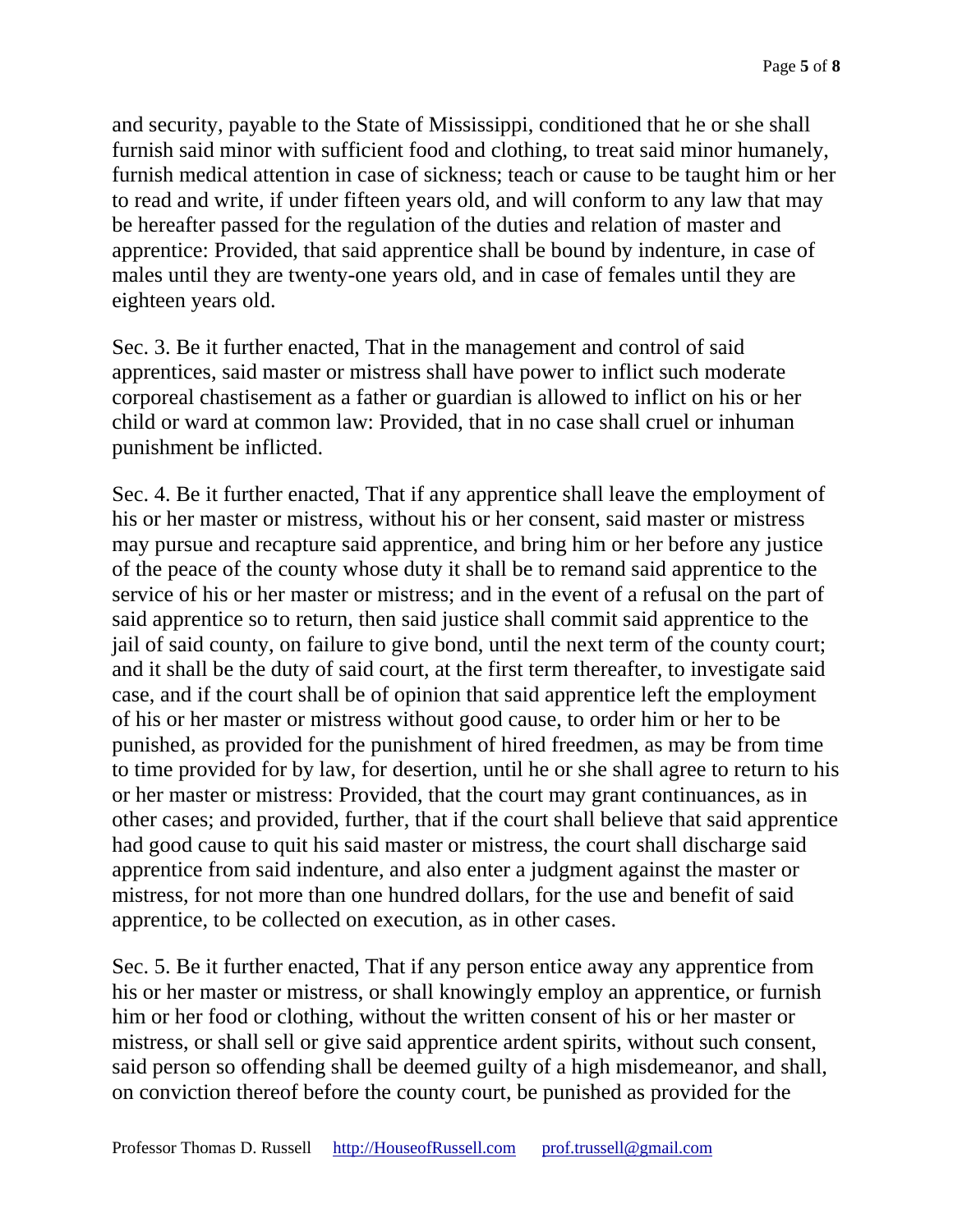and security, payable to the State of Mississippi, conditioned that he or she shall furnish said minor with sufficient food and clothing, to treat said minor humanely, furnish medical attention in case of sickness; teach or cause to be taught him or her to read and write, if under fifteen years old, and will conform to any law that may be hereafter passed for the regulation of the duties and relation of master and apprentice: Provided, that said apprentice shall be bound by indenture, in case of males until they are twenty-one years old, and in case of females until they are eighteen years old.

Sec. 3. Be it further enacted, That in the management and control of said apprentices, said master or mistress shall have power to inflict such moderate corporeal chastisement as a father or guardian is allowed to inflict on his or her child or ward at common law: Provided, that in no case shall cruel or inhuman punishment be inflicted.

Sec. 4. Be it further enacted, That if any apprentice shall leave the employment of his or her master or mistress, without his or her consent, said master or mistress may pursue and recapture said apprentice, and bring him or her before any justice of the peace of the county whose duty it shall be to remand said apprentice to the service of his or her master or mistress; and in the event of a refusal on the part of said apprentice so to return, then said justice shall commit said apprentice to the jail of said county, on failure to give bond, until the next term of the county court; and it shall be the duty of said court, at the first term thereafter, to investigate said case, and if the court shall be of opinion that said apprentice left the employment of his or her master or mistress without good cause, to order him or her to be punished, as provided for the punishment of hired freedmen, as may be from time to time provided for by law, for desertion, until he or she shall agree to return to his or her master or mistress: Provided, that the court may grant continuances, as in other cases; and provided, further, that if the court shall believe that said apprentice had good cause to quit his said master or mistress, the court shall discharge said apprentice from said indenture, and also enter a judgment against the master or mistress, for not more than one hundred dollars, for the use and benefit of said apprentice, to be collected on execution, as in other cases.

Sec. 5. Be it further enacted, That if any person entice away any apprentice from his or her master or mistress, or shall knowingly employ an apprentice, or furnish him or her food or clothing, without the written consent of his or her master or mistress, or shall sell or give said apprentice ardent spirits, without such consent, said person so offending shall be deemed guilty of a high misdemeanor, and shall, on conviction thereof before the county court, be punished as provided for the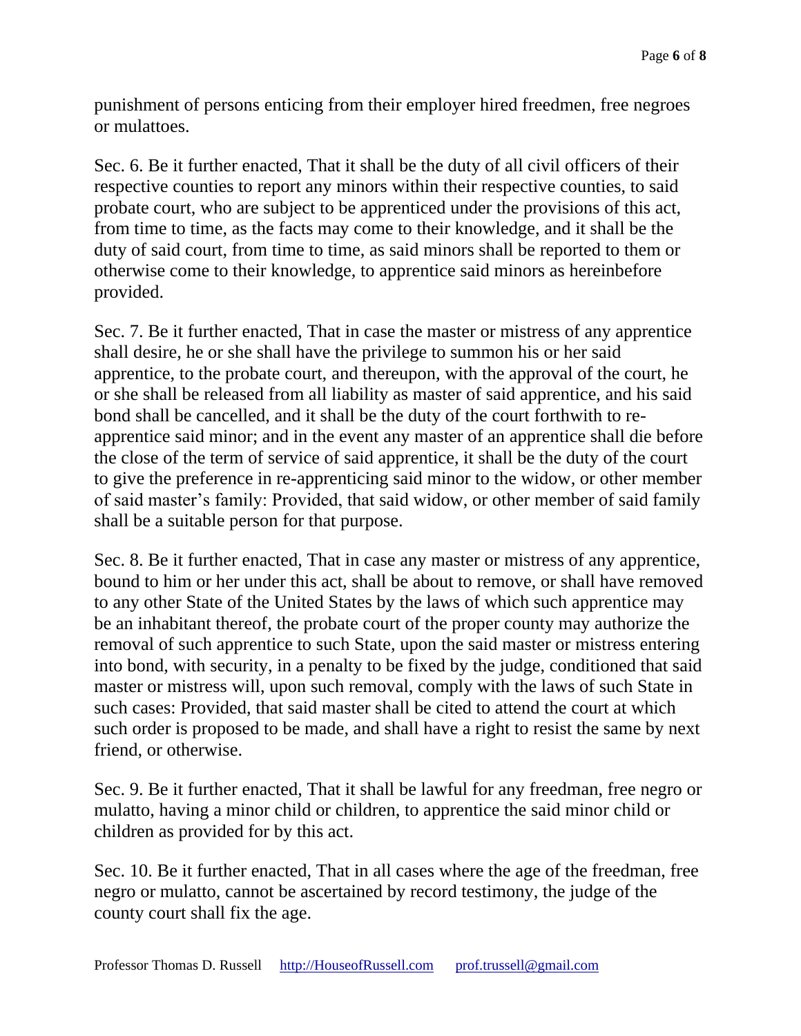punishment of persons enticing from their employer hired freedmen, free negroes or mulattoes.

Sec. 6. Be it further enacted, That it shall be the duty of all civil officers of their respective counties to report any minors within their respective counties, to said probate court, who are subject to be apprenticed under the provisions of this act, from time to time, as the facts may come to their knowledge, and it shall be the duty of said court, from time to time, as said minors shall be reported to them or otherwise come to their knowledge, to apprentice said minors as hereinbefore provided.

Sec. 7. Be it further enacted, That in case the master or mistress of any apprentice shall desire, he or she shall have the privilege to summon his or her said apprentice, to the probate court, and thereupon, with the approval of the court, he or she shall be released from all liability as master of said apprentice, and his said bond shall be cancelled, and it shall be the duty of the court forthwith to re-apprentice said minor; and in the event any master of an apprentice shall die before the close of the term of service of said apprentice, it shall be the duty of the court to give the preference in re-apprenticing said minor to the widow, or other member of said master's family: Provided, that said widow, or other member of said family shall be a suitable person for that purpose.

Sec. 8. Be it further enacted, That in case any master or mistress of any apprentice, bound to him or her under this act, shall be about to remove, or shall have removed to any other State of the United States by the laws of which such apprentice may be an inhabitant thereof, the probate court of the proper county may authorize the removal of such apprentice to such State, upon the said master or mistress entering into bond, with security, in a penalty to be fixed by the judge, conditioned that said master or mistress will, upon such removal, comply with the laws of such State in such cases: Provided, that said master shall be cited to attend the court at which such order is proposed to be made, and shall have a right to resist the same by next friend, or otherwise.

Sec. 9. Be it further enacted, That it shall be lawful for any freedman, free negro or mulatto, having a minor child or children, to apprentice the said minor child or children as provided for by this act.

Sec. 10. Be it further enacted, That in all cases where the age of the freedman, free negro or mulatto, cannot be ascertained by record testimony, the judge of the county court shall fix the age.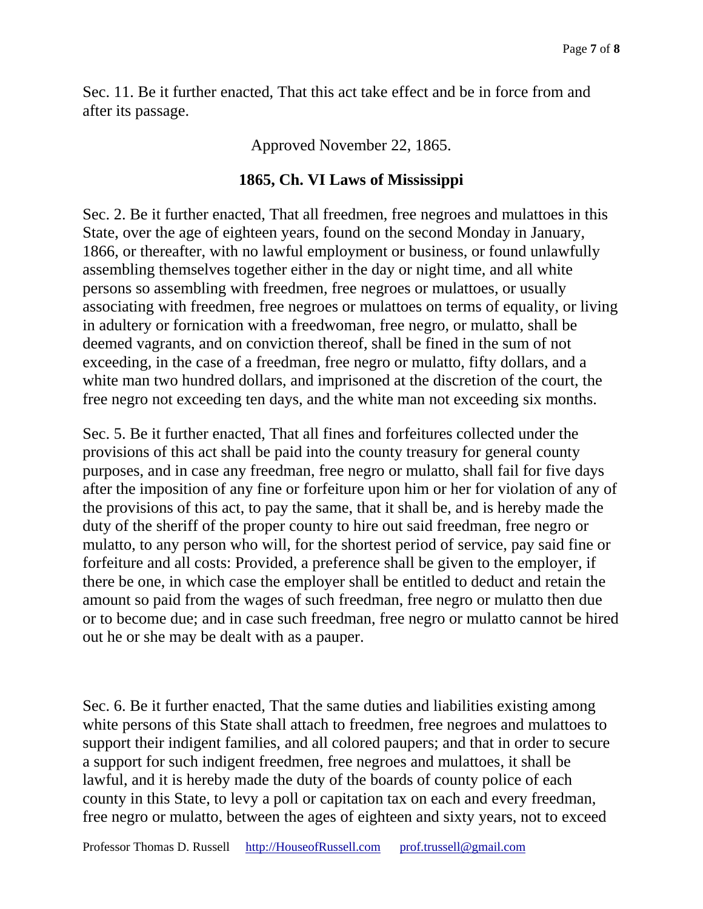Sec. 11. Be it further enacted, That this act take effect and be in force from and after its passage.

Approved November 22, 1865.

## 1865, Ch. VI Laws of Mississippi

Sec. 2. Be it further enacted, That all freedmen, free negroes and mulattoes in this State, over the age of eighteen years, found on the second Monday in January, 1866, or thereafter, with no lawful employment or business, or found unlawfully assembling themselves together either in the day or night time, and all white persons so assembling with freedmen, free negroes or mulattoes, or usually associating with freedmen, free negroes or mulattoes on terms of equality, or living in adultery or fornication with a freedwoman, free negro, or mulatto, shall be deemed vagrants, and on conviction thereof, shall be fined in the sum of not exceeding, in the case of a freedman, free negro or mulatto, fifty dollars, and a white man two hundred dollars, and imprisoned at the discretion of the court, the free negro not exceeding ten days, and the white man not exceeding six months.

Sec. 5. Be it further enacted, That all fines and forfeitures collected under the provisions of this act shall be paid into the county treasury for general county purposes, and in case any freedman, free negro or mulatto, shall fail for five days after the imposition of any fine or forfeiture upon him or her for violation of any of the provisions of this act, to pay the same, that it shall be, and is hereby made the duty of the sheriff of the proper county to hire out said freedman, free negro or mulatto, to any person who will, for the shortest period of service, pay said fine or forfeiture and all costs: Provided, a preference shall be given to the employer, if there be one, in which case the employer shall be entitled to deduct and retain the amount so paid from the wages of such freedman, free negro or mulatto then due or to become due; and in case such freedman, free negro or mulatto cannot be hired out he or she may be dealt with as a pauper.

Sec. 6. Be it further enacted, That the same duties and liabilities existing among white persons of this State shall attach to freedmen, free negroes and mulattoes to support their indigent families, and all colored paupers; and that in order to secure a support for such indigent freedmen, free negroes and mulattoes, it shall be lawful, and it is hereby made the duty of the boards of county police of each county in this State, to levy a poll or capitation tax on each and every freedman, free negro or mulatto, between the ages of eighteen and sixty years, not to exceed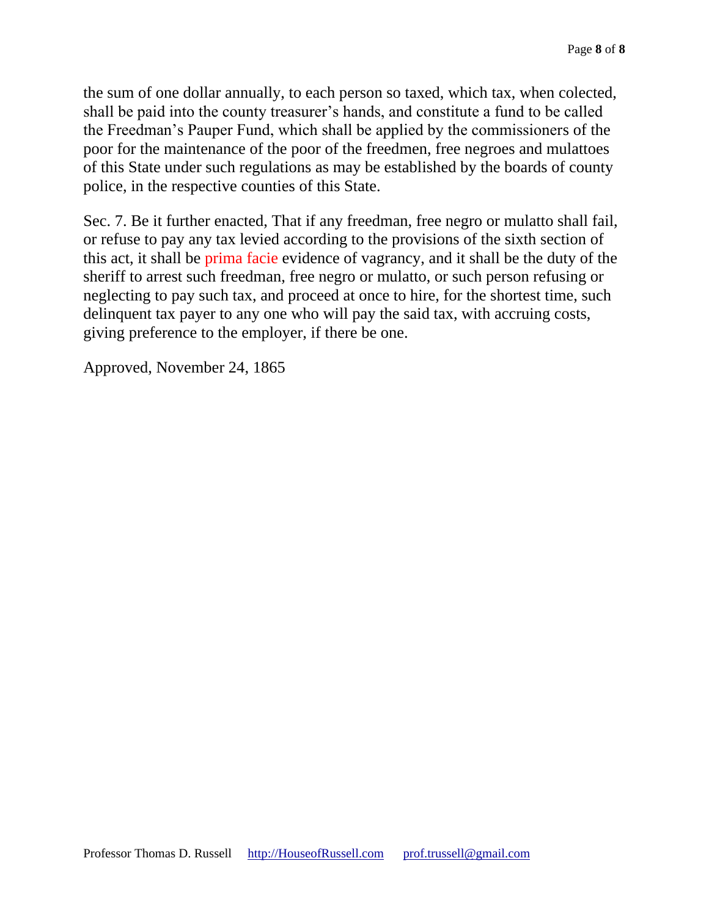the sum of one dollar annually, to each person so taxed, which tax, when colected, shall be paid into the county treasurer's hands, and constitute a fund to be called the Freedman's Pauper Fund, which shall be applied by the commissioners of the poor for the maintenance of the poor of the freedmen, free negroes and mulattoes of this State under such regulations as may be established by the boards of county police, in the respective counties of this State.

Sec. 7. Be it further enacted, That if any freedman, free negro or mulatto shall fail, or refuse to pay any tax levied according to the provisions of the sixth section of this act, it shall be prima facie evidence of vagrancy, and it shall be the duty of the sheriff to arrest such freedman, free negro or mulatto, or such person refusing or neglecting to pay such tax, and proceed at once to hire, for the shortest time, such delinquent tax payer to any one who will pay the said tax, with accruing costs, giving preference to the employer, if there be one.

Approved, November 24, 1865